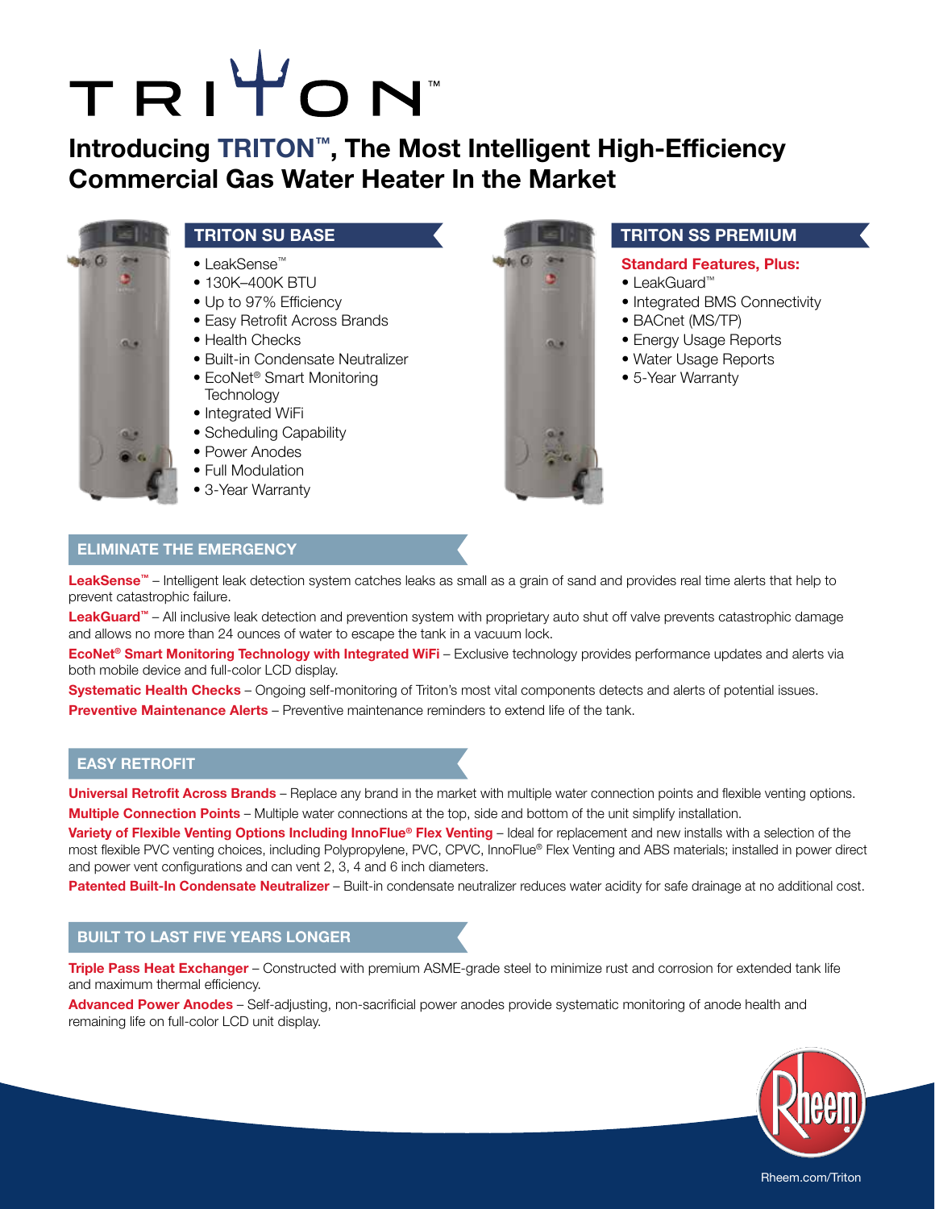# TRITON™

## Introducing TRITON™, The Most Intelligent High-Efficiency Commercial Gas Water Heater In the Market

### TRITON SU BASE

- LeakSense™
- 130K–400K BTU
- Up to 97% Efficiency
- Easy Retrofit Across Brands
- Health Checks
- Built-in Condensate Neutralizer
- EcoNet® Smart Monitoring Technology
- Integrated WiFi
- Scheduling Capability
- Power Anodes
- Full Modulation
- 3-Year Warranty

### TRITON SS PREMIUM

**Standard Features, Plus:**

- LeakGuard™
- Integrated BMS Connectivity
- BACnet (MS/TP)
- Energy Usage Reports
- Water Usage Reports
- 5-Year Warranty

## ELIMINATE THE EMERGENCY

**LeakSense™** – Intelligent leak detection system catches leaks as small as a grain of sand and provides real time alerts that help to prevent catastrophic failure.

**LeakGuard™** – All inclusive leak detection and prevention system with proprietary auto shut off valve prevents catastrophic damage and allows no more than 24 ounces of water to escape the tank in a vacuum lock.

**EcoNet® Smart Monitoring Technology with Integrated WiFi** – Exclusive technology provides performance updates and alerts via both mobile device and full-color LCD display.

**Systematic Health Checks** – Ongoing self-monitoring of Triton's most vital components detects and alerts of potential issues.

**Preventive Maintenance Alerts** – Preventive maintenance reminders to extend life of the tank.

## EASY RETROFIT

**Universal Retrofit Across Brands** – Replace any brand in the market with multiple water connection points and flexible venting options.

**Multiple Connection Points** – Multiple water connections at the top, side and bottom of the unit simplify installation.

**Variety of Flexible Venting Options Including InnoFlue® Flex Venting** – Ideal for replacement and new installs with a selection of the most flexible PVC venting choices, including Polypropylene, PVC, CPVC, InnoFlue® Flex Venting and ABS materials; installed in power direct and power vent configurations and can vent 2, 3, 4 and 6 inch diameters.

**Patented Built-In Condensate Neutralizer** – Built-in condensate neutralizer reduces water acidity for safe drainage at no additional cost.

## BUILT TO LAST FIVE YEARS LONGER

**Triple Pass Heat Exchanger** – Constructed with premium ASME-grade steel to minimize rust and corrosion for extended tank life and maximum thermal efficiency.

**Advanced Power Anodes** – Self-adjusting, non-sacrificial power anodes provide systematic monitoring of anode health and remaining life on full-color LCD unit display.

Rheem

Rheem.com/Triton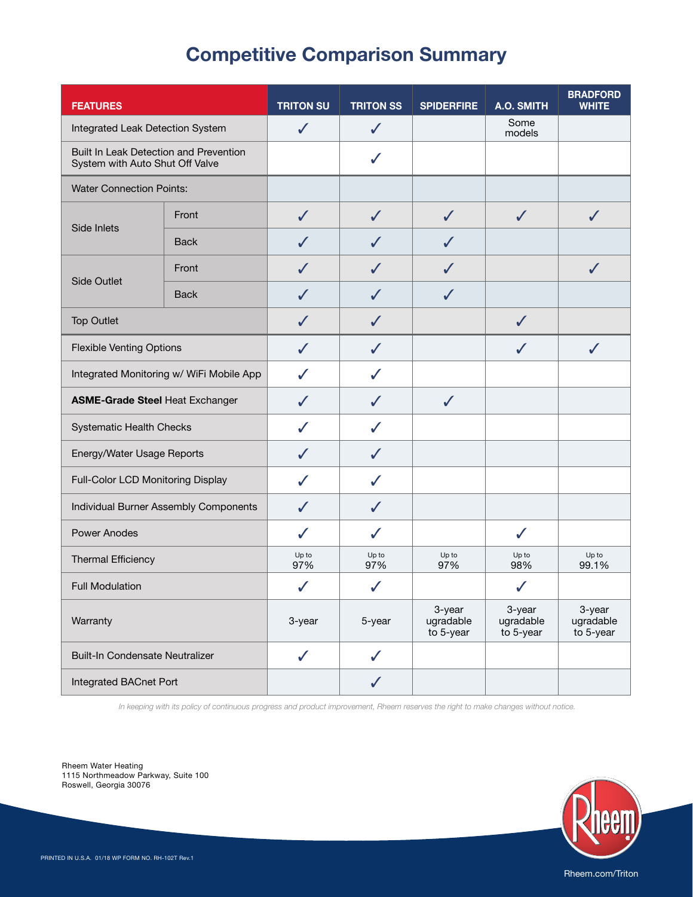# Competitive Comparison Summary

| FEATURES | | TRITON SU | TRITON SS | SPIDERFIRE | A.O. SMITH | BRADFORD WHITE |
|---|---|---|---|---|---|---|
| Integrated Leak Detection System | | ✓ | ✓ | | Some models | |
| Built In Leak Detection and Prevention System with Auto Shut Off Valve | | | ✓ | | | |
| Water Connection Points: | | | | | | |
| Side Inlets | Front | ✓ | ✓ | ✓ | ✓ | ✓ |
| | Back | ✓ | ✓ | ✓ | | |
| Side Outlet | Front | ✓ | ✓ | ✓ | | ✓ |
| | Back | ✓ | ✓ | ✓ | | |
| Top Outlet | | ✓ | ✓ | | ✓ | |
| Flexible Venting Options | | ✓ | ✓ | | ✓ | ✓ |
| Integrated Monitoring w/ WiFi Mobile App | | ✓ | ✓ | | | |
| **ASME-Grade Steel** Heat Exchanger | | ✓ | ✓ | ✓ | | |
| Systematic Health Checks | | ✓ | ✓ | | | |
| Energy/Water Usage Reports | | ✓ | ✓ | | | |
| Full-Color LCD Monitoring Display | | ✓ | ✓ | | | |
| Individual Burner Assembly Components | | ✓ | ✓ | | | |
| Power Anodes | | ✓ | ✓ | | ✓ | |
| Thermal Efficiency | | Up to 97% | Up to 97% | Up to 97% | Up to 98% | Up to 99.1% |
| Full Modulation | | ✓ | ✓ | | ✓ | |
| Warranty | | 3-year | 5-year | 3-year ugradable to 5-year | 3-year ugradable to 5-year | 3-year ugradable to 5-year |
| Built-In Condensate Neutralizer | | ✓ | ✓ | | | |
| Integrated BACnet Port | | | ✓ | | | |

*In keeping with its policy of continuous progress and product improvement, Rheem reserves the right to make changes without notice.*

Rheem Water Heating
1115 Northmeadow Parkway, Suite 100
Roswell, Georgia 30076

PRINTED IN U.S.A. 01/18 WP FORM NO. RH-102T Rev.1

Rheem

Rheem.com/Triton